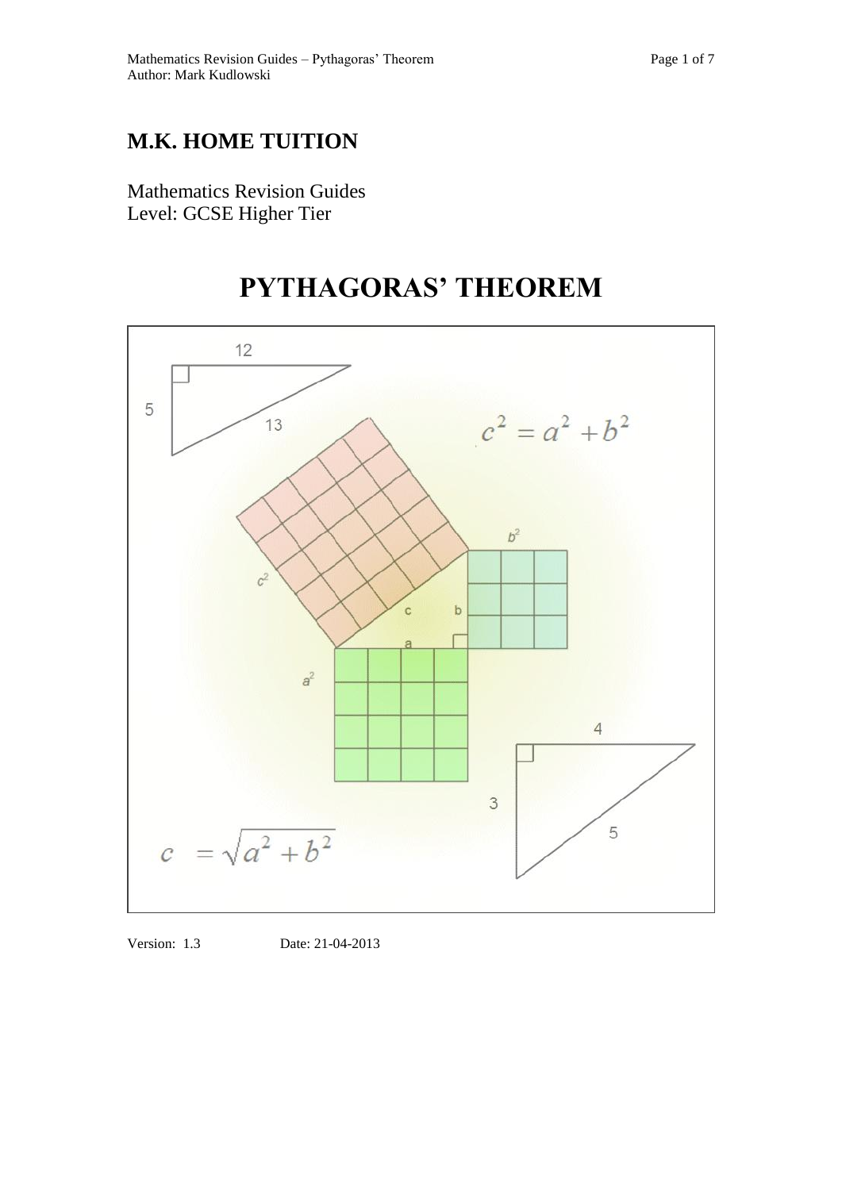# M.K. HOME TUITION

Mathematics Revision Guides
Level: GCSE Higher Tier

# PYTHAGORAS' THEOREM

Version: 1.3 Date: 21-04-2013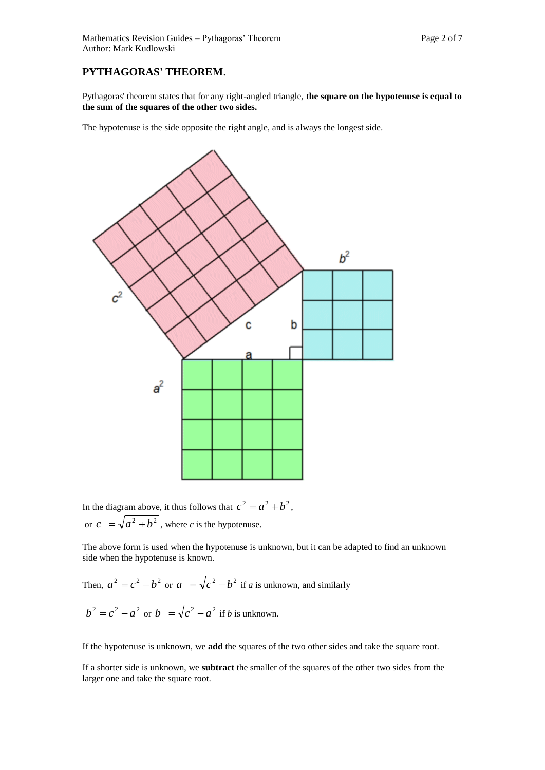## PYTHAGORAS' THEOREM.

Pythagoras' theorem states that for any right-angled triangle, **the square on the hypotenuse is equal to the sum of the squares of the other two sides.**

The hypotenuse is the side opposite the right angle, and is always the longest side.

In the diagram above, it thus follows that $c^2 = a^2 + b^2$,

or $c = \sqrt{a^2 + b^2}$ , where $c$ is the hypotenuse.

The above form is used when the hypotenuse is unknown, but it can be adapted to find an unknown side when the hypotenuse is known.

Then, $a^2 = c^2 - b^2$ or $a = \sqrt{c^2 - b^2}$ if $a$ is unknown, and similarly

$b^2 = c^2 - a^2$ or $b = \sqrt{c^2 - a^2}$ if $b$ is unknown.

If the hypotenuse is unknown, we **add** the squares of the two other sides and take the square root.

If a shorter side is unknown, we **subtract** the smaller of the squares of the other two sides from the larger one and take the square root.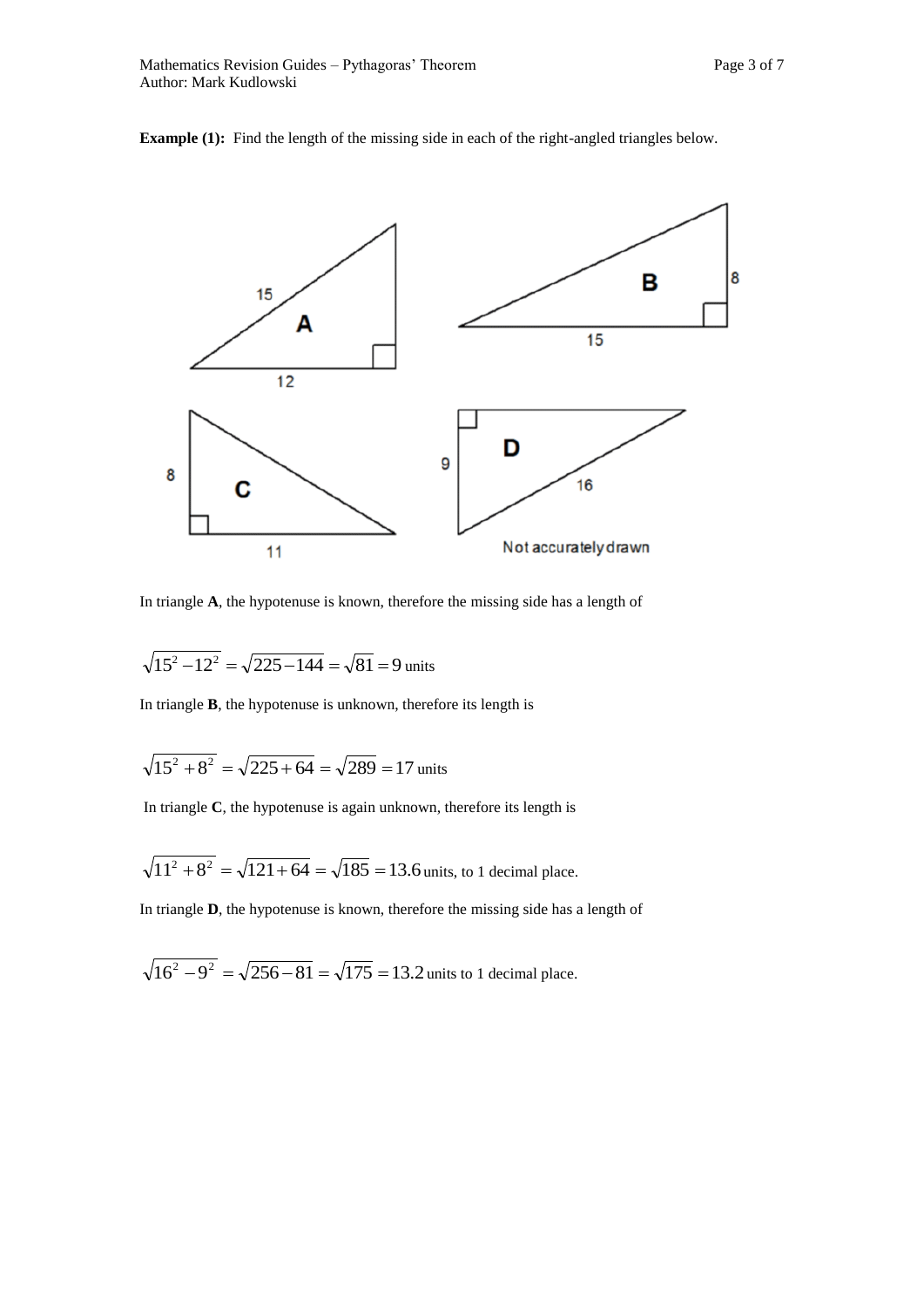**Example (1):** Find the length of the missing side in each of the right-angled triangles below.

In triangle **A**, the hypotenuse is known, therefore the missing side has a length of

$$\sqrt{15^2 - 12^2} = \sqrt{225 - 144} = \sqrt{81} = 9 \text{ units}$$

In triangle **B**, the hypotenuse is unknown, therefore its length is

$$\sqrt{15^2 + 8^2} = \sqrt{225 + 64} = \sqrt{289} = 17 \text{ units}$$

In triangle **C**, the hypotenuse is again unknown, therefore its length is

$$\sqrt{11^2 + 8^2} = \sqrt{121 + 64} = \sqrt{185} = 13.6 \text{ units, to 1 decimal place.}$$

In triangle **D**, the hypotenuse is known, therefore the missing side has a length of

$$\sqrt{16^2 - 9^2} = \sqrt{256 - 81} = \sqrt{175} = 13.2 \text{ units to 1 decimal place.}$$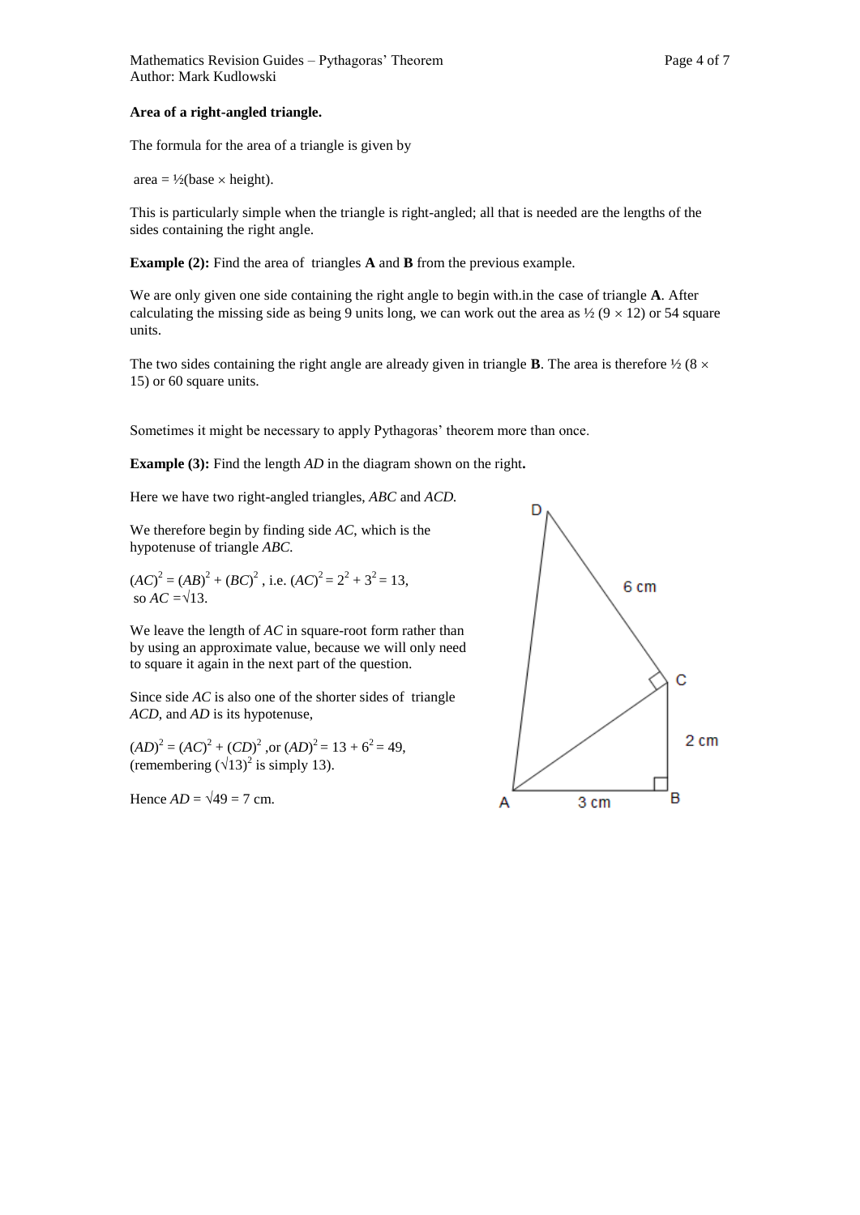**Area of a right-angled triangle.**

The formula for the area of a triangle is given by

area = ½(base × height).

This is particularly simple when the triangle is right-angled; all that is needed are the lengths of the sides containing the right angle.

**Example (2):** Find the area of triangles **A** and **B** from the previous example.

We are only given one side containing the right angle to begin with.in the case of triangle **A**. After calculating the missing side as being 9 units long, we can work out the area as ½ (9 × 12) or 54 square units.

The two sides containing the right angle are already given in triangle **B**. The area is therefore ½ (8 × 15) or 60 square units.

Sometimes it might be necessary to apply Pythagoras' theorem more than once.

**Example (3):** Find the length *AD* in the diagram shown on the right**.**

Here we have two right-angled triangles, *ABC* and *ACD.*

We therefore begin by finding side *AC*, which is the hypotenuse of triangle *ABC*.

$(AC)^2 = (AB)^2 + (BC)^2$ , i.e. $(AC)^2 = 2^2 + 3^2 = 13$, so $AC = \sqrt{13}$.

We leave the length of *AC* in square-root form rather than by using an approximate value, because we will only need to square it again in the next part of the question.

Since side *AC* is also one of the shorter sides of triangle *ACD*, and *AD* is its hypotenuse,

$(AD)^2 = (AC)^2 + (CD)^2$ ,or $(AD)^2 = 13 + 6^2 = 49$, (remembering $(\sqrt{13})^2$ is simply 13).

Hence $AD = \sqrt{49} = 7$ cm.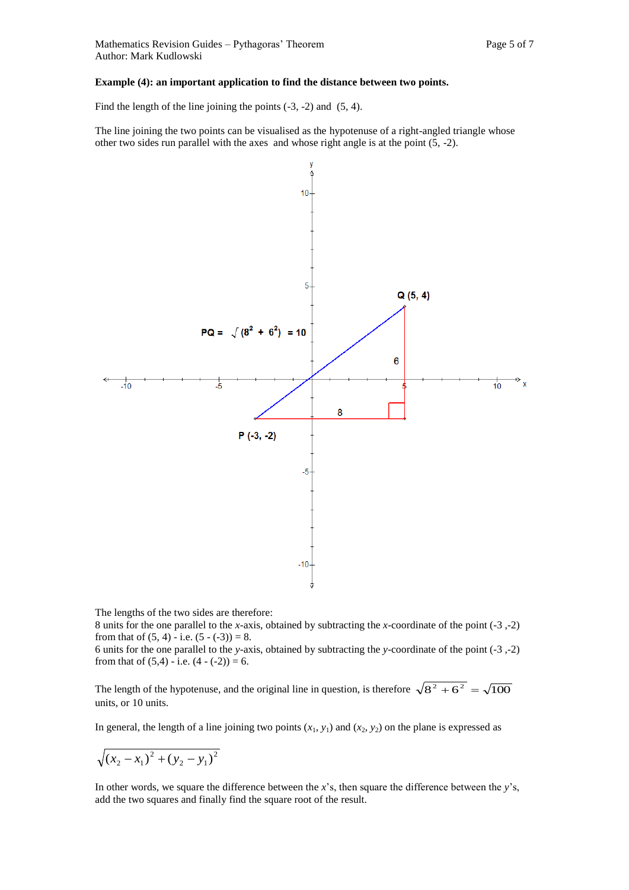**Example (4): an important application to find the distance between two points.**

Find the length of the line joining the points (-3, -2) and (5, 4).

The line joining the two points can be visualised as the hypotenuse of a right-angled triangle whose other two sides run parallel with the axes and whose right angle is at the point (5, -2).

The lengths of the two sides are therefore:
8 units for the one parallel to the *x*-axis, obtained by subtracting the *x*-coordinate of the point (-3 ,-2) from that of (5, 4) - i.e. (5 - (-3)) = 8.
6 units for the one parallel to the *y*-axis, obtained by subtracting the *y*-coordinate of the point (-3 ,-2) from that of (5,4) - i.e. (4 - (-2)) = 6.

The length of the hypotenuse, and the original line in question, is therefore $\sqrt{8^2 + 6^2} = \sqrt{100}$ units, or 10 units.

In general, the length of a line joining two points ($x_1$, $y_1$) and ($x_2$, $y_2$) on the plane is expressed as

$$\sqrt{(x_2 - x_1)^2 + (y_2 - y_1)^2}$$

In other words, we square the difference between the *x*'s, then square the difference between the *y*'s, add the two squares and finally find the square root of the result.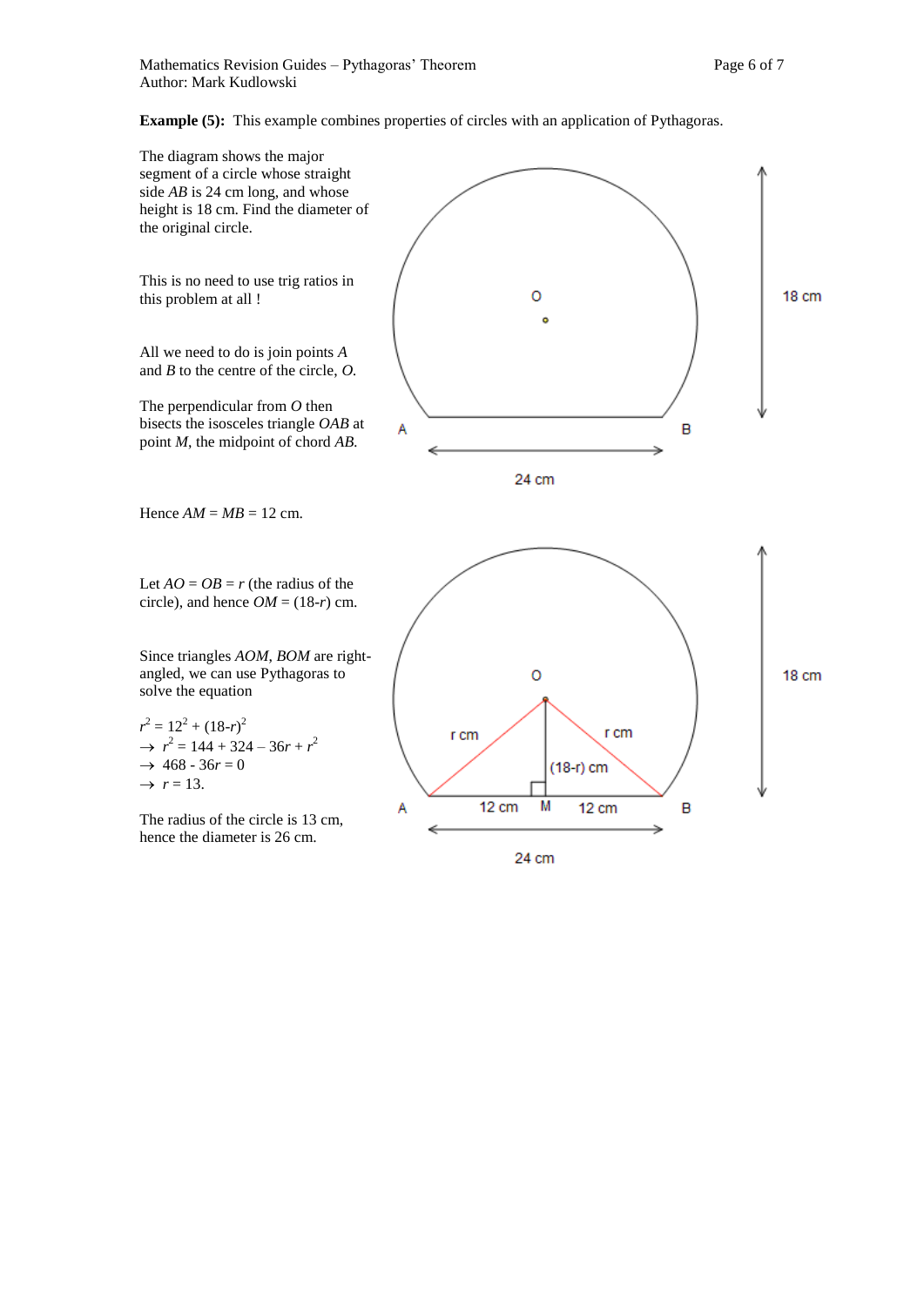**Example (5):** This example combines properties of circles with an application of Pythagoras.

The diagram shows the major segment of a circle whose straight side *AB* is 24 cm long, and whose height is 18 cm. Find the diameter of the original circle.

This is no need to use trig ratios in this problem at all !

All we need to do is join points *A* and *B* to the centre of the circle, *O*.

The perpendicular from *O* then bisects the isosceles triangle *OAB* at point *M*, the midpoint of chord *AB*.

Hence *AM* = *MB* = 12 cm.

Let *AO* = *OB* = *r* (the radius of the circle), and hence *OM* = (18-*r*) cm.

Since triangles *AOM*, *BOM* are right-angled, we can use Pythagoras to solve the equation

$r^2 = 12^2 + (18-r)^2$

$\rightarrow\ r^2 = 144 + 324 - 36r + r^2$

$\rightarrow\ 468 - 36r = 0$

$\rightarrow\ r = 13.$

The radius of the circle is 13 cm, hence the diameter is 26 cm.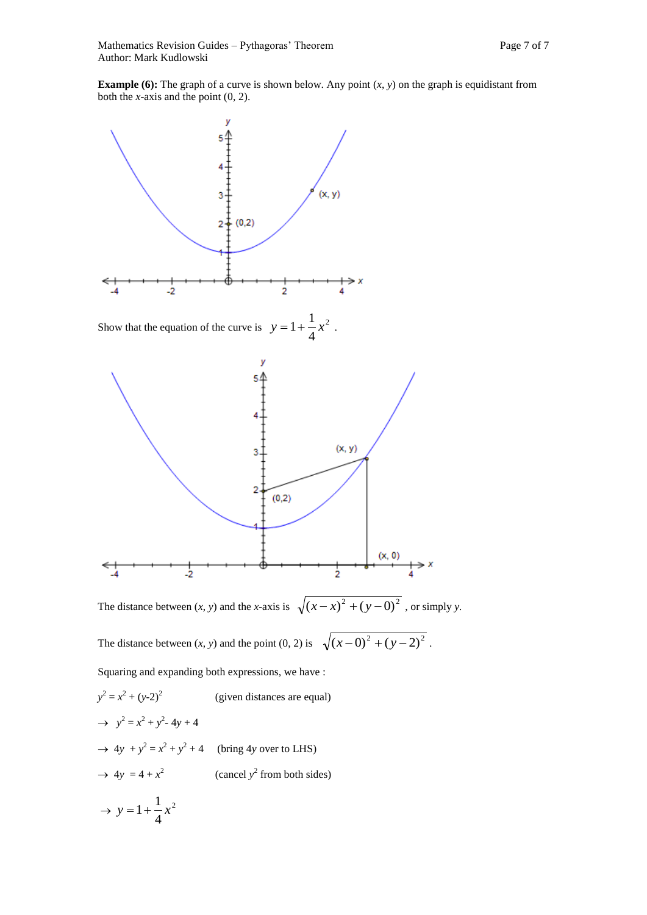**Example (6):** The graph of a curve is shown below. Any point $(x, y)$ on the graph is equidistant from both the $x$-axis and the point $(0, 2)$.

y
5
4
3
2 (0,2)
1
(x, y)
-4 -2 2 4 x

Show that the equation of the curve is $y = 1 + \frac{1}{4}x^2$ .

y
5
4
3
2
(0,2)
1
(x, y)
(x, 0)
-4 -2 2 4 x

The distance between $(x, y)$ and the $x$-axis is $\sqrt{(x-x)^2 + (y-0)^2}$ , or simply $y$.

The distance between $(x, y)$ and the point $(0, 2)$ is $\sqrt{(x-0)^2 + (y-2)^2}$ .

Squaring and expanding both expressions, we have :

$y^2 = x^2 + (y-2)^2$ (given distances are equal)

$\rightarrow y^2 = x^2 + y^2 - 4y + 4$

$\rightarrow 4y + y^2 = x^2 + y^2 + 4$ (bring $4y$ over to LHS)

$\rightarrow 4y = 4 + x^2$ (cancel $y^2$ from both sides)

$\rightarrow y = 1 + \frac{1}{4}x^2$